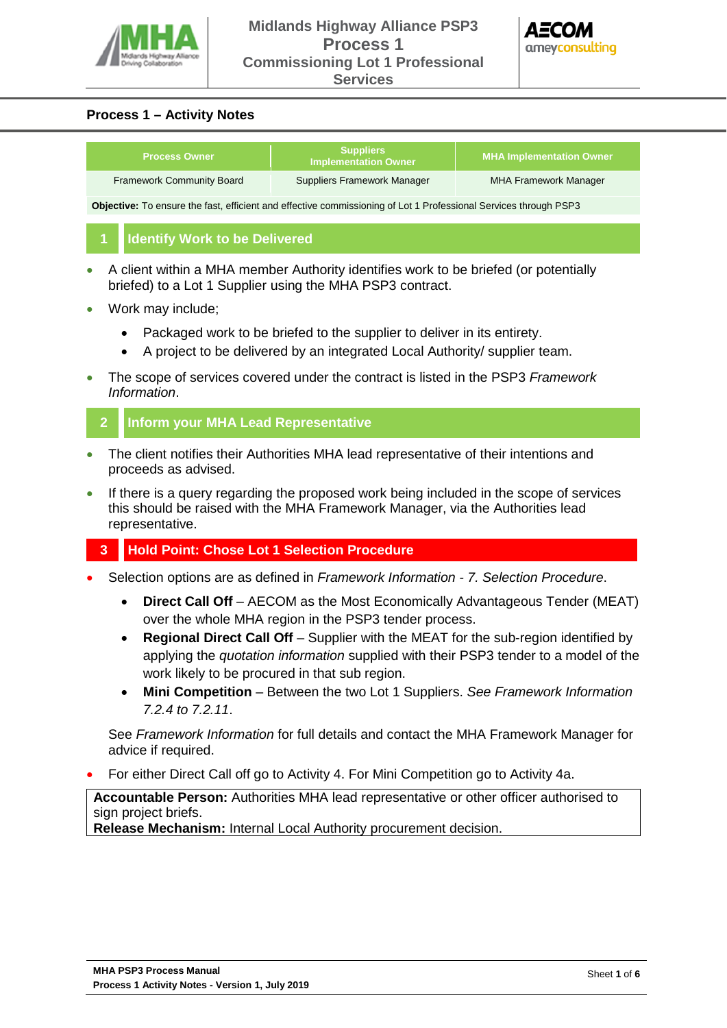# Midlands Highway Alliance PSP3 Process 1 Commissioning Lot 1 Professional Services

## Process 1 – Activity Notes

| Process Owner | Suppliers Implementation Owner | MHA Implementation Owner |
|---|---|---|
| Framework Community Board | Suppliers Framework Manager | MHA Framework Manager |

**Objective:** To ensure the fast, efficient and effective commissioning of Lot 1 Professional Services through PSP3

### 1 Identify Work to be Delivered

- A client within a MHA member Authority identifies work to be briefed (or potentially briefed) to a Lot 1 Supplier using the MHA PSP3 contract.
- Work may include;
  - Packaged work to be briefed to the supplier to deliver in its entirety.
  - A project to be delivered by an integrated Local Authority/ supplier team.
- The scope of services covered under the contract is listed in the PSP3 *Framework Information*.

### 2 Inform your MHA Lead Representative

- The client notifies their Authorities MHA lead representative of their intentions and proceeds as advised.
- If there is a query regarding the proposed work being included in the scope of services this should be raised with the MHA Framework Manager, via the Authorities lead representative.

### 3 Hold Point: Chose Lot 1 Selection Procedure

- Selection options are as defined in *Framework Information - 7. Selection Procedure*.
  - **Direct Call Off** – AECOM as the Most Economically Advantageous Tender (MEAT) over the whole MHA region in the PSP3 tender process.
  - **Regional Direct Call Off** – Supplier with the MEAT for the sub-region identified by applying the *quotation information* supplied with their PSP3 tender to a model of the work likely to be procured in that sub region.
  - **Mini Competition** – Between the two Lot 1 Suppliers. *See Framework Information 7.2.4 to 7.2.11*.

  See *Framework Information* for full details and contact the MHA Framework Manager for advice if required.
- For either Direct Call off go to Activity 4. For Mini Competition go to Activity 4a.

**Accountable Person:** Authorities MHA lead representative or other officer authorised to sign project briefs.
**Release Mechanism:** Internal Local Authority procurement decision.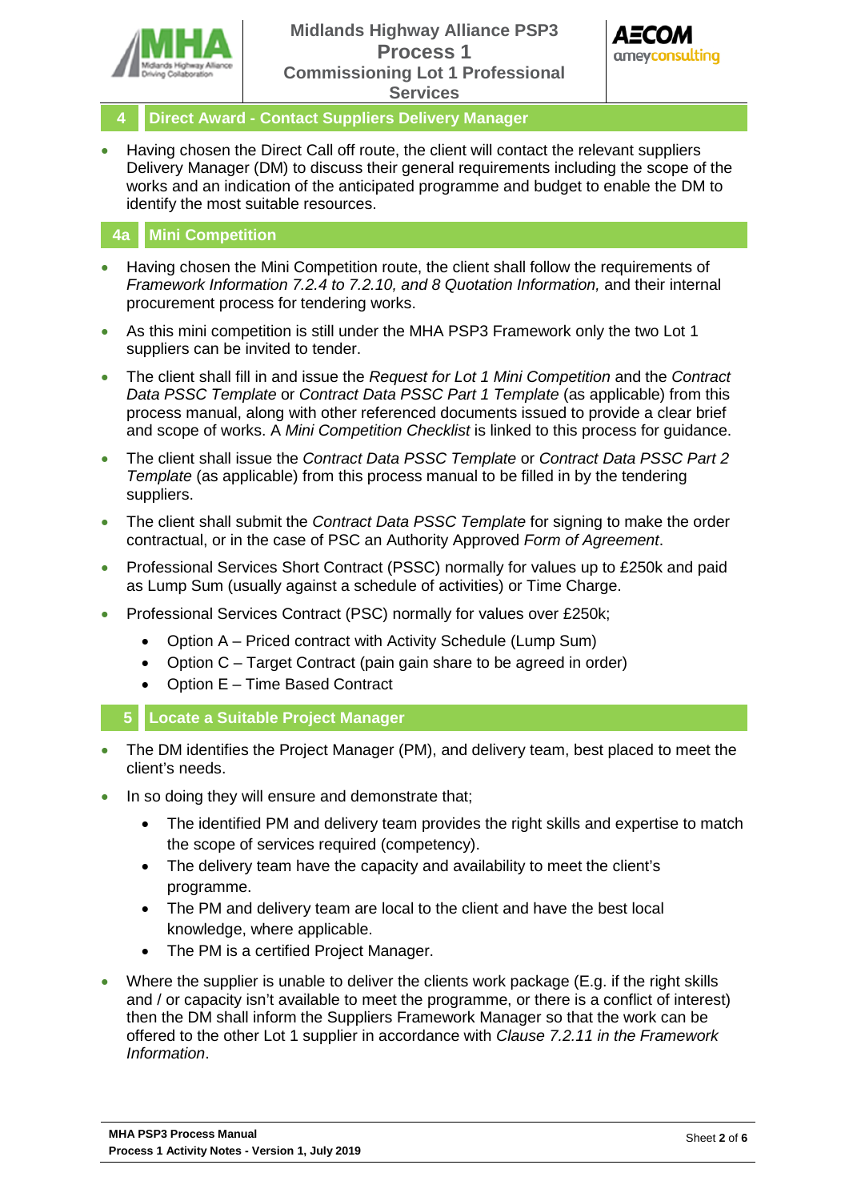## 4 Direct Award - Contact Suppliers Delivery Manager

- Having chosen the Direct Call off route, the client will contact the relevant suppliers Delivery Manager (DM) to discuss their general requirements including the scope of the works and an indication of the anticipated programme and budget to enable the DM to identify the most suitable resources.

## 4a Mini Competition

- Having chosen the Mini Competition route, the client shall follow the requirements of *Framework Information 7.2.4 to 7.2.10, and 8 Quotation Information,* and their internal procurement process for tendering works.
- As this mini competition is still under the MHA PSP3 Framework only the two Lot 1 suppliers can be invited to tender.
- The client shall fill in and issue the *Request for Lot 1 Mini Competition* and the *Contract Data PSSC Template* or *Contract Data PSSC Part 1 Template* (as applicable) from this process manual, along with other referenced documents issued to provide a clear brief and scope of works. A *Mini Competition Checklist* is linked to this process for guidance.
- The client shall issue the *Contract Data PSSC Template* or *Contract Data PSSC Part 2 Template* (as applicable) from this process manual to be filled in by the tendering suppliers.
- The client shall submit the *Contract Data PSSC Template* for signing to make the order contractual, or in the case of PSC an Authority Approved *Form of Agreement*.
- Professional Services Short Contract (PSSC) normally for values up to £250k and paid as Lump Sum (usually against a schedule of activities) or Time Charge.
- Professional Services Contract (PSC) normally for values over £250k;
  - Option A – Priced contract with Activity Schedule (Lump Sum)
  - Option C – Target Contract (pain gain share to be agreed in order)
  - Option E – Time Based Contract

## 5 Locate a Suitable Project Manager

- The DM identifies the Project Manager (PM), and delivery team, best placed to meet the client's needs.
- In so doing they will ensure and demonstrate that;
  - The identified PM and delivery team provides the right skills and expertise to match the scope of services required (competency).
  - The delivery team have the capacity and availability to meet the client's programme.
  - The PM and delivery team are local to the client and have the best local knowledge, where applicable.
  - The PM is a certified Project Manager.
- Where the supplier is unable to deliver the clients work package (E.g. if the right skills and / or capacity isn't available to meet the programme, or there is a conflict of interest) then the DM shall inform the Suppliers Framework Manager so that the work can be offered to the other Lot 1 supplier in accordance with *Clause 7.2.11 in the Framework Information*.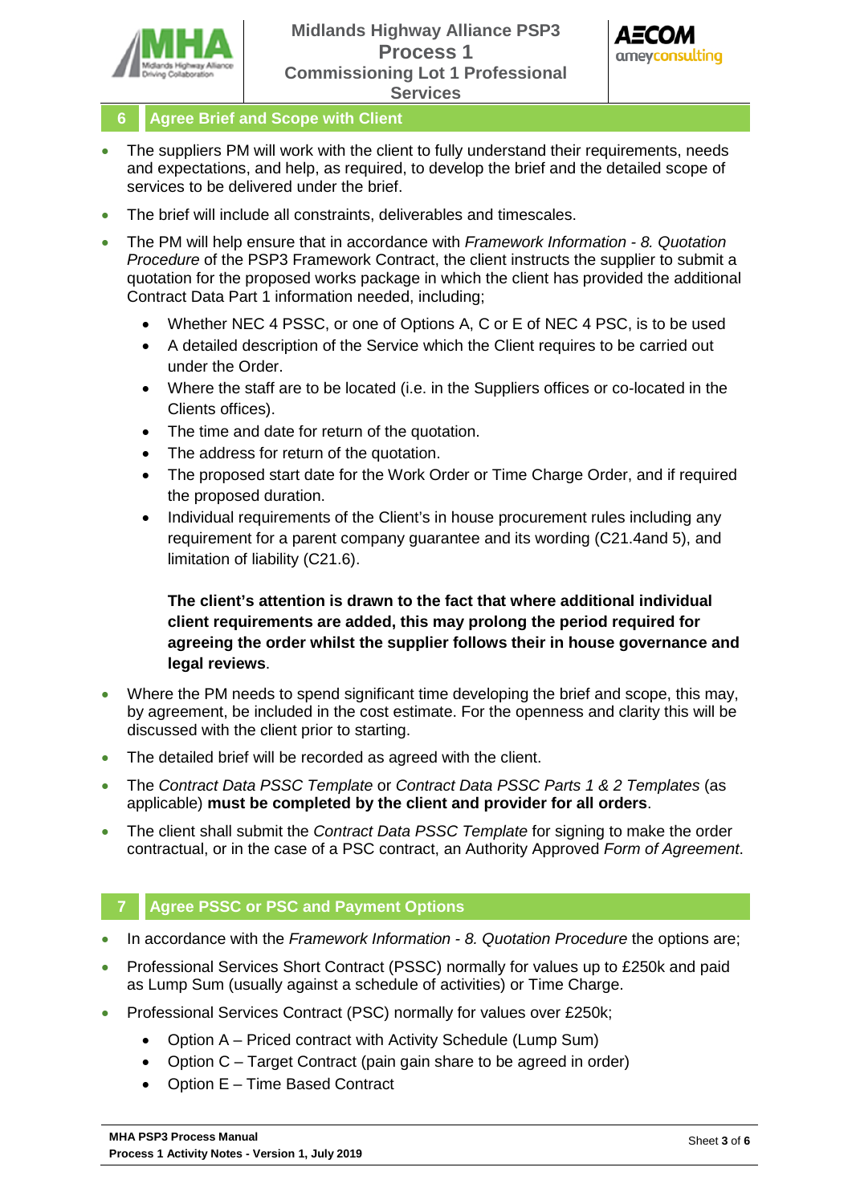## 6 Agree Brief and Scope with Client

- The suppliers PM will work with the client to fully understand their requirements, needs and expectations, and help, as required, to develop the brief and the detailed scope of services to be delivered under the brief.
- The brief will include all constraints, deliverables and timescales.
- The PM will help ensure that in accordance with *Framework Information - 8. Quotation Procedure* of the PSP3 Framework Contract, the client instructs the supplier to submit a quotation for the proposed works package in which the client has provided the additional Contract Data Part 1 information needed, including;
  - Whether NEC 4 PSSC, or one of Options A, C or E of NEC 4 PSC, is to be used
  - A detailed description of the Service which the Client requires to be carried out under the Order.
  - Where the staff are to be located (i.e. in the Suppliers offices or co-located in the Clients offices).
  - The time and date for return of the quotation.
  - The address for return of the quotation.
  - The proposed start date for the Work Order or Time Charge Order, and if required the proposed duration.
  - Individual requirements of the Client's in house procurement rules including any requirement for a parent company guarantee and its wording (C21.4and 5), and limitation of liability (C21.6).

  **The client's attention is drawn to the fact that where additional individual client requirements are added, this may prolong the period required for agreeing the order whilst the supplier follows their in house governance and legal reviews**.

- Where the PM needs to spend significant time developing the brief and scope, this may, by agreement, be included in the cost estimate. For the openness and clarity this will be discussed with the client prior to starting.
- The detailed brief will be recorded as agreed with the client.
- The *Contract Data PSSC Template* or *Contract Data PSSC Parts 1 & 2 Templates* (as applicable) **must be completed by the client and provider for all orders**.
- The client shall submit the *Contract Data PSSC Template* for signing to make the order contractual, or in the case of a PSC contract, an Authority Approved *Form of Agreement*.

## 7 Agree PSSC or PSC and Payment Options

- In accordance with the *Framework Information - 8. Quotation Procedure* the options are;
- Professional Services Short Contract (PSSC) normally for values up to £250k and paid as Lump Sum (usually against a schedule of activities) or Time Charge.
- Professional Services Contract (PSC) normally for values over £250k;
  - Option A – Priced contract with Activity Schedule (Lump Sum)
  - Option C – Target Contract (pain gain share to be agreed in order)
  - Option E – Time Based Contract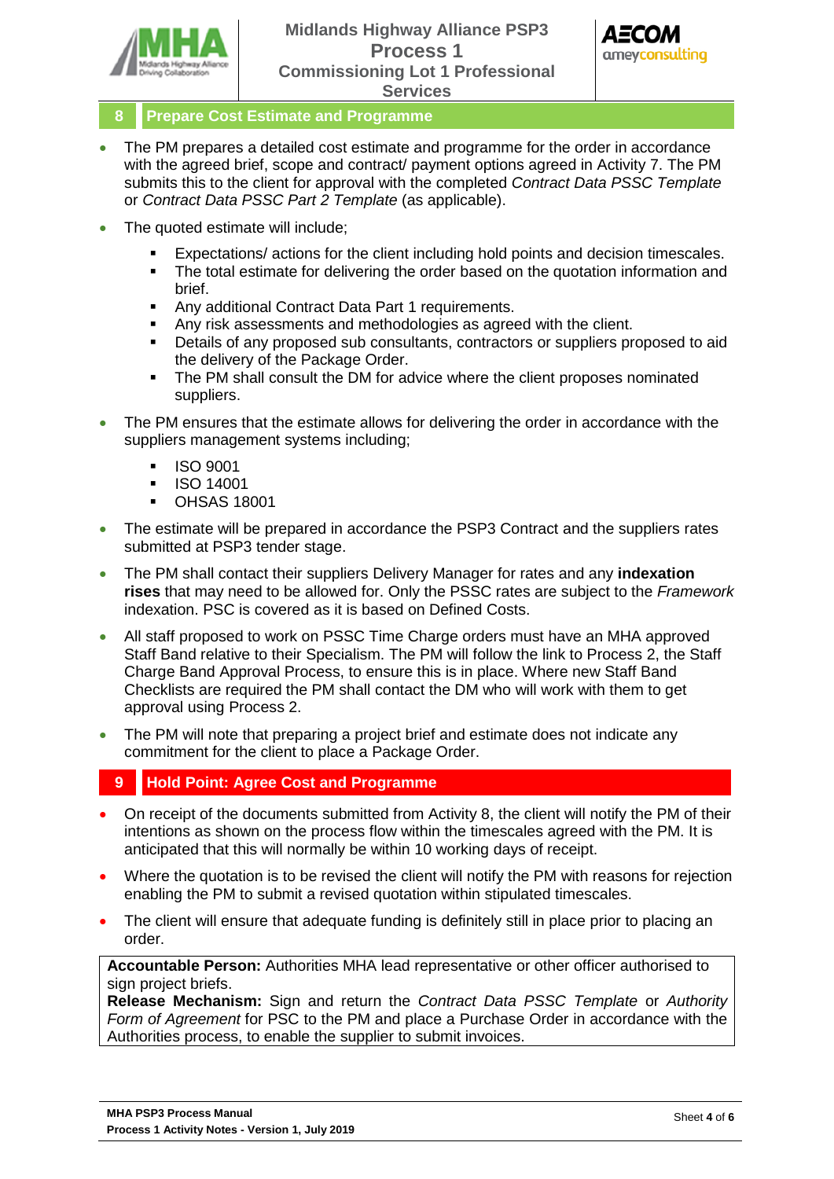## 8 Prepare Cost Estimate and Programme

- The PM prepares a detailed cost estimate and programme for the order in accordance with the agreed brief, scope and contract/ payment options agreed in Activity 7. The PM submits this to the client for approval with the completed *Contract Data PSSC Template* or *Contract Data PSSC Part 2 Template* (as applicable).
- The quoted estimate will include;
    - Expectations/ actions for the client including hold points and decision timescales.
    - The total estimate for delivering the order based on the quotation information and brief.
    - Any additional Contract Data Part 1 requirements.
    - Any risk assessments and methodologies as agreed with the client.
    - Details of any proposed sub consultants, contractors or suppliers proposed to aid the delivery of the Package Order.
    - The PM shall consult the DM for advice where the client proposes nominated suppliers.
- The PM ensures that the estimate allows for delivering the order in accordance with the suppliers management systems including;
    - ISO 9001
    - ISO 14001
    - OHSAS 18001
- The estimate will be prepared in accordance the PSP3 Contract and the suppliers rates submitted at PSP3 tender stage.
- The PM shall contact their suppliers Delivery Manager for rates and any **indexation rises** that may need to be allowed for. Only the PSSC rates are subject to the *Framework* indexation. PSC is covered as it is based on Defined Costs.
- All staff proposed to work on PSSC Time Charge orders must have an MHA approved Staff Band relative to their Specialism. The PM will follow the link to Process 2, the Staff Charge Band Approval Process, to ensure this is in place. Where new Staff Band Checklists are required the PM shall contact the DM who will work with them to get approval using Process 2.
- The PM will note that preparing a project brief and estimate does not indicate any commitment for the client to place a Package Order.

## 9 Hold Point: Agree Cost and Programme

- On receipt of the documents submitted from Activity 8, the client will notify the PM of their intentions as shown on the process flow within the timescales agreed with the PM. It is anticipated that this will normally be within 10 working days of receipt.
- Where the quotation is to be revised the client will notify the PM with reasons for rejection enabling the PM to submit a revised quotation within stipulated timescales.
- The client will ensure that adequate funding is definitely still in place prior to placing an order.

**Accountable Person:** Authorities MHA lead representative or other officer authorised to sign project briefs.
**Release Mechanism:** Sign and return the *Contract Data PSSC Template* or *Authority Form of Agreement* for PSC to the PM and place a Purchase Order in accordance with the Authorities process, to enable the supplier to submit invoices.